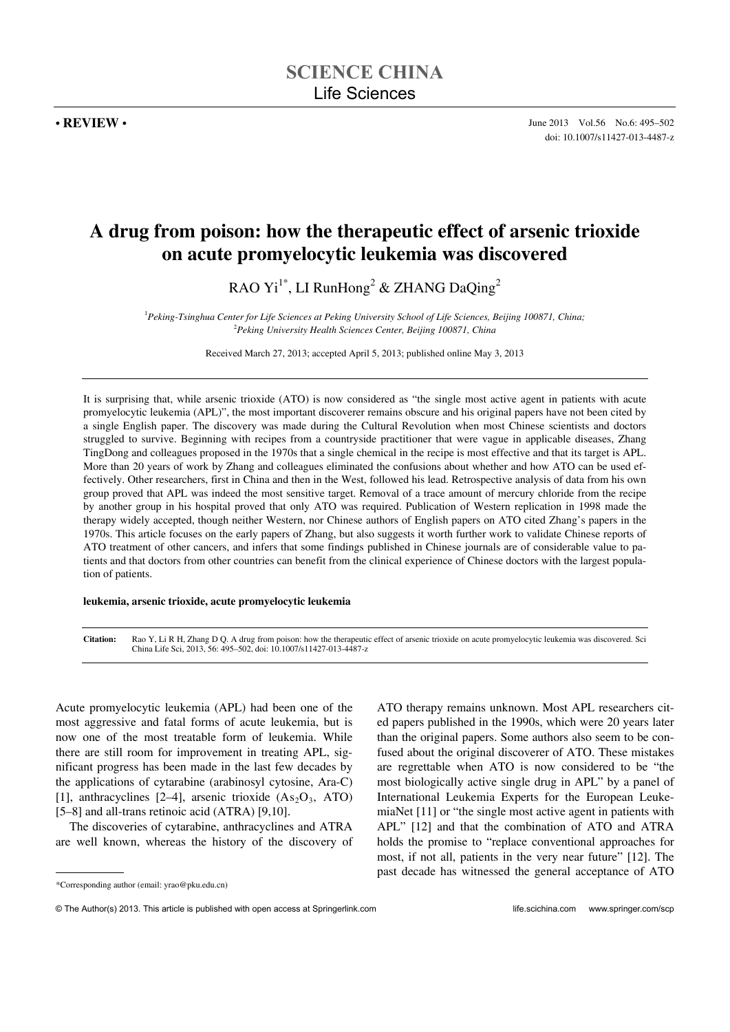**• REVIEW •**

# A drug from poison: how the therapeutic effect of arsenic trioxide on acute promyelocytic leukemia was discovered

RAO Yi[1*], LI RunHong[2] & ZHANG DaQing[2]

[1] *Peking-Tsinghua Center for Life Sciences at Peking University School of Life Sciences, Beijing 100871, China;*
[2] *Peking University Health Sciences Center, Beijing 100871, China*

Received March 27, 2013; accepted April 5, 2013; published online May 3, 2013

It is surprising that, while arsenic trioxide (ATO) is now considered as "the single most active agent in patients with acute promyelocytic leukemia (APL)", the most important discoverer remains obscure and his original papers have not been cited by a single English paper. The discovery was made during the Cultural Revolution when most Chinese scientists and doctors struggled to survive. Beginning with recipes from a countryside practitioner that were vague in applicable diseases, Zhang TingDong and colleagues proposed in the 1970s that a single chemical in the recipe is most effective and that its target is APL. More than 20 years of work by Zhang and colleagues eliminated the confusions about whether and how ATO can be used effectively. Other researchers, first in China and then in the West, followed his lead. Retrospective analysis of data from his own group proved that APL was indeed the most sensitive target. Removal of a trace amount of mercury chloride from the recipe by another group in his hospital proved that only ATO was required. Publication of Western replication in 1998 made the therapy widely accepted, though neither Western, nor Chinese authors of English papers on ATO cited Zhang's papers in the 1970s. This article focuses on the early papers of Zhang, but also suggests it worth further work to validate Chinese reports of ATO treatment of other cancers, and infers that some findings published in Chinese journals are of considerable value to patients and that doctors from other countries can benefit from the clinical experience of Chinese doctors with the largest population of patients.

**leukemia, arsenic trioxide, acute promyelocytic leukemia**

**Citation:** Rao Y, Li R H, Zhang D Q. A drug from poison: how the therapeutic effect of arsenic trioxide on acute promyelocytic leukemia was discovered. Sci China Life Sci, 2013, 56: 495–502, doi: 10.1007/s11427-013-4487-z

Acute promyelocytic leukemia (APL) had been one of the most aggressive and fatal forms of acute leukemia, but is now one of the most treatable form of leukemia. While there are still room for improvement in treating APL, significant progress has been made in the last few decades by the applications of cytarabine (arabinosyl cytosine, Ara-C) [1], anthracyclines [2–4], arsenic trioxide ($As_2O_3$, ATO) [5–8] and all-trans retinoic acid (ATRA) [9,10].

The discoveries of cytarabine, anthracyclines and ATRA are well known, whereas the history of the discovery of ATO therapy remains unknown. Most APL researchers cited papers published in the 1990s, which were 20 years later than the original papers. Some authors also seem to be confused about the original discoverer of ATO. These mistakes are regrettable when ATO is now considered to be "the most biologically active single drug in APL" by a panel of International Leukemia Experts for the European LeukemiaNet [11] or "the single most active agent in patients with APL" [12] and that the combination of ATO and ATRA holds the promise to "replace conventional approaches for most, if not all, patients in the very near future" [12]. The past decade has witnessed the general acceptance of ATO

*Corresponding author (email: yrao@pku.edu.cn)

© The Author(s) 2013. This article is published with open access at Springerlink.com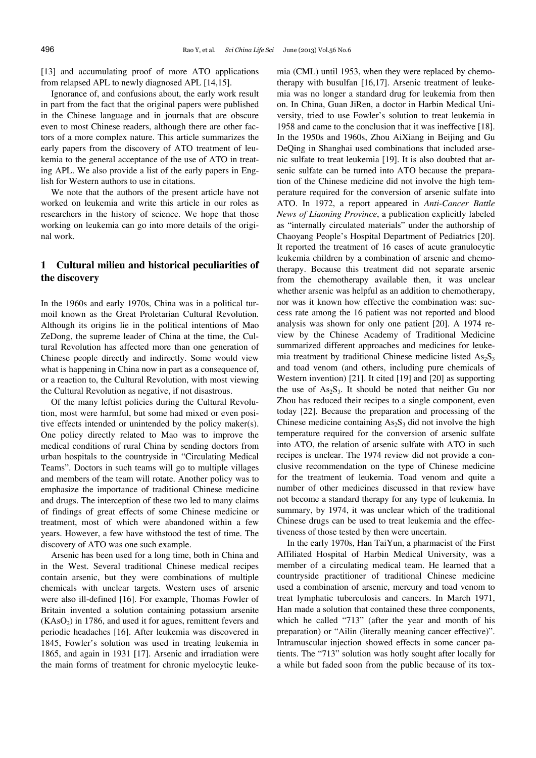[13] and accumulating proof of more ATO applications from relapsed APL to newly diagnosed APL [14,15].

Ignorance of, and confusions about, the early work result in part from the fact that the original papers were published in the Chinese language and in journals that are obscure even to most Chinese readers, although there are other factors of a more complex nature. This article summarizes the early papers from the discovery of ATO treatment of leukemia to the general acceptance of the use of ATO in treating APL. We also provide a list of the early papers in English for Western authors to use in citations.

We note that the authors of the present article have not worked on leukemia and write this article in our roles as researchers in the history of science. We hope that those working on leukemia can go into more details of the original work.

## 1 Cultural milieu and historical peculiarities of the discovery

In the 1960s and early 1970s, China was in a political turmoil known as the Great Proletarian Cultural Revolution. Although its origins lie in the political intentions of Mao ZeDong, the supreme leader of China at the time, the Cultural Revolution has affected more than one generation of Chinese people directly and indirectly. Some would view what is happening in China now in part as a consequence of, or a reaction to, the Cultural Revolution, with most viewing the Cultural Revolution as negative, if not disastrous.

Of the many leftist policies during the Cultural Revolution, most were harmful, but some had mixed or even positive effects intended or unintended by the policy maker(s). One policy directly related to Mao was to improve the medical conditions of rural China by sending doctors from urban hospitals to the countryside in "Circulating Medical Teams". Doctors in such teams will go to multiple villages and members of the team will rotate. Another policy was to emphasize the importance of traditional Chinese medicine and drugs. The interception of these two led to many claims of findings of great effects of some Chinese medicine or treatment, most of which were abandoned within a few years. However, a few have withstood the test of time. The discovery of ATO was one such example.

Arsenic has been used for a long time, both in China and in the West. Several traditional Chinese medical recipes contain arsenic, but they were combinations of multiple chemicals with unclear targets. Western uses of arsenic were also ill-defined [16]. For example, Thomas Fowler of Britain invented a solution containing potassium arsenite ($KAsO_2$) in 1786, and used it for agues, remittent fevers and periodic headaches [16]. After leukemia was discovered in 1845, Fowler's solution was used in treating leukemia in 1865, and again in 1931 [17]. Arsenic and irradiation were the main forms of treatment for chronic myelocytic leukemia (CML) until 1953, when they were replaced by chemotherapy with busulfan [16,17]. Arsenic treatment of leukemia was no longer a standard drug for leukemia from then on. In China, Guan JiRen, a doctor in Harbin Medical University, tried to use Fowler's solution to treat leukemia in 1958 and came to the conclusion that it was ineffective [18]. In the 1950s and 1960s, Zhou AiXiang in Beijing and Gu DeQing in Shanghai used combinations that included arsenic sulfate to treat leukemia [19]. It is also doubted that arsenic sulfate can be turned into ATO because the preparation of the Chinese medicine did not involve the high temperature required for the conversion of arsenic sulfate into ATO. In 1972, a report appeared in *Anti-Cancer Battle News of Liaoning Province*, a publication explicitly labeled as "internally circulated materials" under the authorship of Chaoyang People's Hospital Department of Pediatrics [20]. It reported the treatment of 16 cases of acute granulocytic leukemia children by a combination of arsenic and chemotherapy. Because this treatment did not separate arsenic from the chemotherapy available then, it was unclear whether arsenic was helpful as an addition to chemotherapy, nor was it known how effective the combination was: success rate among the 16 patient was not reported and blood analysis was shown for only one patient [20]. A 1974 review by the Chinese Academy of Traditional Medicine summarized different approaches and medicines for leukemia treatment by traditional Chinese medicine listed $As_2S_3$ and toad venom (and others, including pure chemicals of Western invention) [21]. It cited [19] and [20] as supporting the use of $As_2S_3$. It should be noted that neither Gu nor Zhou has reduced their recipes to a single component, even today [22]. Because the preparation and processing of the Chinese medicine containing $As_2S_3$ did not involve the high temperature required for the conversion of arsenic sulfate into ATO, the relation of arsenic sulfate with ATO in such recipes is unclear. The 1974 review did not provide a conclusive recommendation on the type of Chinese medicine for the treatment of leukemia. Toad venom and quite a number of other medicines discussed in that review have not become a standard therapy for any type of leukemia. In summary, by 1974, it was unclear which of the traditional Chinese drugs can be used to treat leukemia and the effectiveness of those tested by then were uncertain.

In the early 1970s, Han TaiYun, a pharmacist of the First Affiliated Hospital of Harbin Medical University, was a member of a circulating medical team. He learned that a countryside practitioner of traditional Chinese medicine used a combination of arsenic, mercury and toad venom to treat lymphatic tuberculosis and cancers. In March 1971, Han made a solution that contained these three components, which he called "713" (after the year and month of his preparation) or "Ailin (literally meaning cancer effective)". Intramuscular injection showed effects in some cancer patients. The "713" solution was hotly sought after locally for a while but faded soon from the public because of its tox-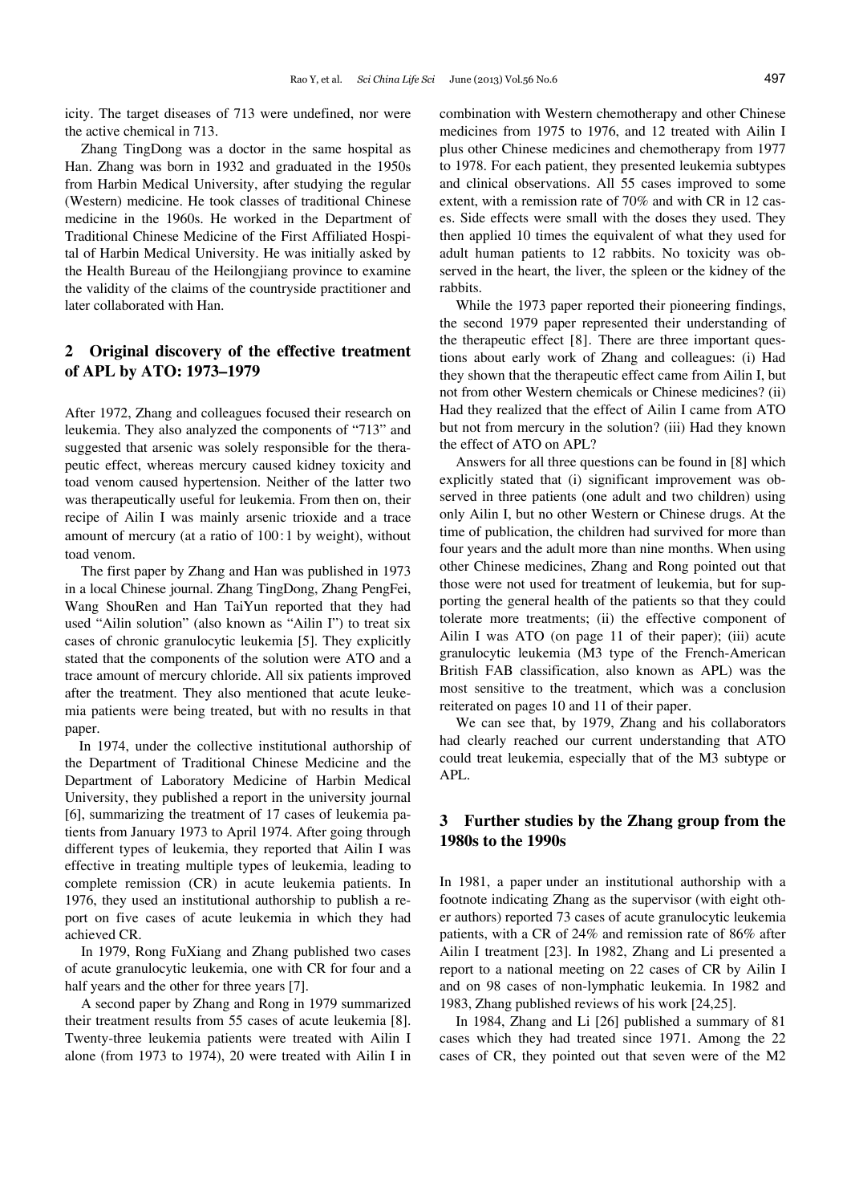icity. The target diseases of 713 were undefined, nor were the active chemical in 713.

Zhang TingDong was a doctor in the same hospital as Han. Zhang was born in 1932 and graduated in the 1950s from Harbin Medical University, after studying the regular (Western) medicine. He took classes of traditional Chinese medicine in the 1960s. He worked in the Department of Traditional Chinese Medicine of the First Affiliated Hospital of Harbin Medical University. He was initially asked by the Health Bureau of the Heilongjiang province to examine the validity of the claims of the countryside practitioner and later collaborated with Han.

## 2 Original discovery of the effective treatment of APL by ATO: 1973–1979

After 1972, Zhang and colleagues focused their research on leukemia. They also analyzed the components of "713" and suggested that arsenic was solely responsible for the therapeutic effect, whereas mercury caused kidney toxicity and toad venom caused hypertension. Neither of the latter two was therapeutically useful for leukemia. From then on, their recipe of Ailin I was mainly arsenic trioxide and a trace amount of mercury (at a ratio of 100:1 by weight), without toad venom.

The first paper by Zhang and Han was published in 1973 in a local Chinese journal. Zhang TingDong, Zhang PengFei, Wang ShouRen and Han TaiYun reported that they had used "Ailin solution" (also known as "Ailin I") to treat six cases of chronic granulocytic leukemia [5]. They explicitly stated that the components of the solution were ATO and a trace amount of mercury chloride. All six patients improved after the treatment. They also mentioned that acute leukemia patients were being treated, but with no results in that paper.

In 1974, under the collective institutional authorship of the Department of Traditional Chinese Medicine and the Department of Laboratory Medicine of Harbin Medical University, they published a report in the university journal [6], summarizing the treatment of 17 cases of leukemia patients from January 1973 to April 1974. After going through different types of leukemia, they reported that Ailin I was effective in treating multiple types of leukemia, leading to complete remission (CR) in acute leukemia patients. In 1976, they used an institutional authorship to publish a report on five cases of acute leukemia in which they had achieved CR.

In 1979, Rong FuXiang and Zhang published two cases of acute granulocytic leukemia, one with CR for four and a half years and the other for three years [7].

A second paper by Zhang and Rong in 1979 summarized their treatment results from 55 cases of acute leukemia [8]. Twenty-three leukemia patients were treated with Ailin I alone (from 1973 to 1974), 20 were treated with Ailin I in combination with Western chemotherapy and other Chinese medicines from 1975 to 1976, and 12 treated with Ailin I plus other Chinese medicines and chemotherapy from 1977 to 1978. For each patient, they presented leukemia subtypes and clinical observations. All 55 cases improved to some extent, with a remission rate of 70% and with CR in 12 cases. Side effects were small with the doses they used. They then applied 10 times the equivalent of what they used for adult human patients to 12 rabbits. No toxicity was observed in the heart, the liver, the spleen or the kidney of the rabbits.

While the 1973 paper reported their pioneering findings, the second 1979 paper represented their understanding of the therapeutic effect [8]. There are three important questions about early work of Zhang and colleagues: (i) Had they shown that the therapeutic effect came from Ailin I, but not from other Western chemicals or Chinese medicines? (ii) Had they realized that the effect of Ailin I came from ATO but not from mercury in the solution? (iii) Had they known the effect of ATO on APL?

Answers for all three questions can be found in [8] which explicitly stated that (i) significant improvement was observed in three patients (one adult and two children) using only Ailin I, but no other Western or Chinese drugs. At the time of publication, the children had survived for more than four years and the adult more than nine months. When using other Chinese medicines, Zhang and Rong pointed out that those were not used for treatment of leukemia, but for supporting the general health of the patients so that they could tolerate more treatments; (ii) the effective component of Ailin I was ATO (on page 11 of their paper); (iii) acute granulocytic leukemia (M3 type of the French-American British FAB classification, also known as APL) was the most sensitive to the treatment, which was a conclusion reiterated on pages 10 and 11 of their paper.

We can see that, by 1979, Zhang and his collaborators had clearly reached our current understanding that ATO could treat leukemia, especially that of the M3 subtype or APL.

## 3 Further studies by the Zhang group from the 1980s to the 1990s

In 1981, a paper under an institutional authorship with a footnote indicating Zhang as the supervisor (with eight other authors) reported 73 cases of acute granulocytic leukemia patients, with a CR of 24% and remission rate of 86% after Ailin I treatment [23]. In 1982, Zhang and Li presented a report to a national meeting on 22 cases of CR by Ailin I and on 98 cases of non-lymphatic leukemia. In 1982 and 1983, Zhang published reviews of his work [24,25].

In 1984, Zhang and Li [26] published a summary of 81 cases which they had treated since 1971. Among the 22 cases of CR, they pointed out that seven were of the M2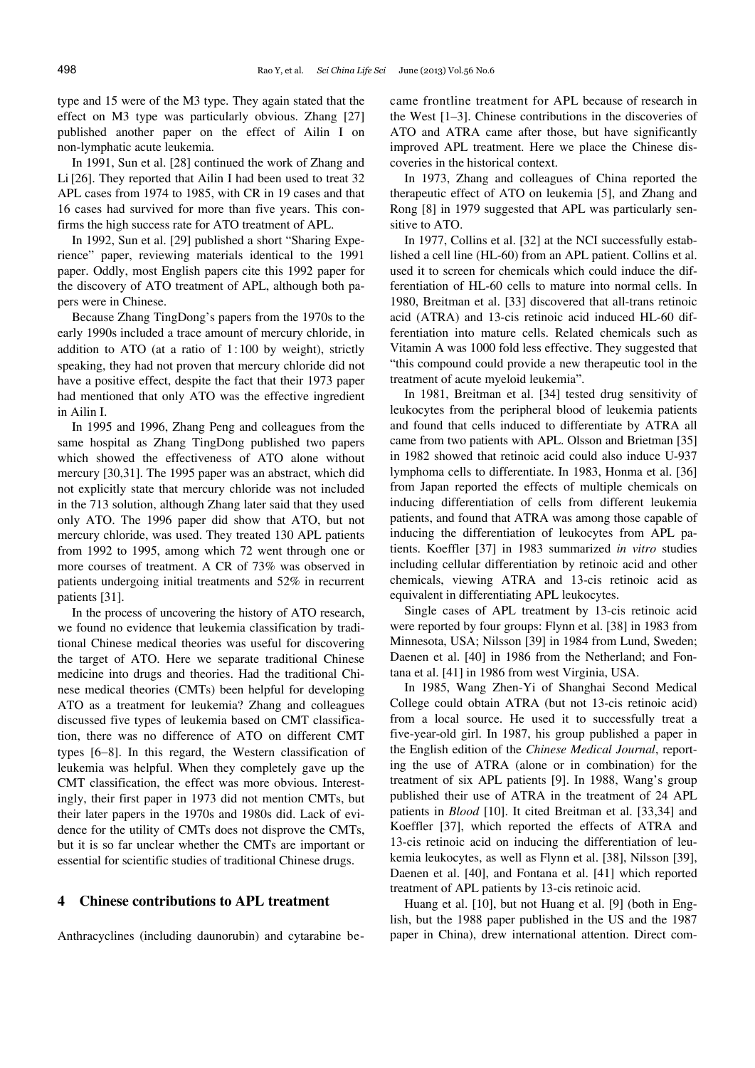type and 15 were of the M3 type. They again stated that the effect on M3 type was particularly obvious. Zhang [27] published another paper on the effect of Ailin I on non-lymphatic acute leukemia.

In 1991, Sun et al. [28] continued the work of Zhang and Li [26]. They reported that Ailin I had been used to treat 32 APL cases from 1974 to 1985, with CR in 19 cases and that 16 cases had survived for more than five years. This confirms the high success rate for ATO treatment of APL.

In 1992, Sun et al. [29] published a short "Sharing Experience" paper, reviewing materials identical to the 1991 paper. Oddly, most English papers cite this 1992 paper for the discovery of ATO treatment of APL, although both papers were in Chinese.

Because Zhang TingDong's papers from the 1970s to the early 1990s included a trace amount of mercury chloride, in addition to ATO (at a ratio of 1 : 100 by weight), strictly speaking, they had not proven that mercury chloride did not have a positive effect, despite the fact that their 1973 paper had mentioned that only ATO was the effective ingredient in Ailin I.

In 1995 and 1996, Zhang Peng and colleagues from the same hospital as Zhang TingDong published two papers which showed the effectiveness of ATO alone without mercury [30,31]. The 1995 paper was an abstract, which did not explicitly state that mercury chloride was not included in the 713 solution, although Zhang later said that they used only ATO. The 1996 paper did show that ATO, but not mercury chloride, was used. They treated 130 APL patients from 1992 to 1995, among which 72 went through one or more courses of treatment. A CR of 73% was observed in patients undergoing initial treatments and 52% in recurrent patients [31].

In the process of uncovering the history of ATO research, we found no evidence that leukemia classification by traditional Chinese medical theories was useful for discovering the target of ATO. Here we separate traditional Chinese medicine into drugs and theories. Had the traditional Chinese medical theories (CMTs) been helpful for developing ATO as a treatment for leukemia? Zhang and colleagues discussed five types of leukemia based on CMT classification, there was no difference of ATO on different CMT types [6–8]. In this regard, the Western classification of leukemia was helpful. When they completely gave up the CMT classification, the effect was more obvious. Interestingly, their first paper in 1973 did not mention CMTs, but their later papers in the 1970s and 1980s did. Lack of evidence for the utility of CMTs does not disprove the CMTs, but it is so far unclear whether the CMTs are important or essential for scientific studies of traditional Chinese drugs.

## 4 Chinese contributions to APL treatment

Anthracyclines (including daunorubin) and cytarabine became frontline treatment for APL because of research in the West [1–3]. Chinese contributions in the discoveries of ATO and ATRA came after those, but have significantly improved APL treatment. Here we place the Chinese discoveries in the historical context.

In 1973, Zhang and colleagues of China reported the therapeutic effect of ATO on leukemia [5], and Zhang and Rong [8] in 1979 suggested that APL was particularly sensitive to ATO.

In 1977, Collins et al. [32] at the NCI successfully established a cell line (HL-60) from an APL patient. Collins et al. used it to screen for chemicals which could induce the differentiation of HL-60 cells to mature into normal cells. In 1980, Breitman et al. [33] discovered that all-trans retinoic acid (ATRA) and 13-cis retinoic acid induced HL-60 differentiation into mature cells. Related chemicals such as Vitamin A was 1000 fold less effective. They suggested that "this compound could provide a new therapeutic tool in the treatment of acute myeloid leukemia".

In 1981, Breitman et al. [34] tested drug sensitivity of leukocytes from the peripheral blood of leukemia patients and found that cells induced to differentiate by ATRA all came from two patients with APL. Olsson and Brietman [35] in 1982 showed that retinoic acid could also induce U-937 lymphoma cells to differentiate. In 1983, Honma et al. [36] from Japan reported the effects of multiple chemicals on inducing differentiation of cells from different leukemia patients, and found that ATRA was among those capable of inducing the differentiation of leukocytes from APL patients. Koeffler [37] in 1983 summarized *in vitro* studies including cellular differentiation by retinoic acid and other chemicals, viewing ATRA and 13-cis retinoic acid as equivalent in differentiating APL leukocytes.

Single cases of APL treatment by 13-cis retinoic acid were reported by four groups: Flynn et al. [38] in 1983 from Minnesota, USA; Nilsson [39] in 1984 from Lund, Sweden; Daenen et al. [40] in 1986 from the Netherland; and Fontana et al. [41] in 1986 from west Virginia, USA.

In 1985, Wang Zhen-Yi of Shanghai Second Medical College could obtain ATRA (but not 13-cis retinoic acid) from a local source. He used it to successfully treat a five-year-old girl. In 1987, his group published a paper in the English edition of the *Chinese Medical Journal*, reporting the use of ATRA (alone or in combination) for the treatment of six APL patients [9]. In 1988, Wang's group published their use of ATRA in the treatment of 24 APL patients in *Blood* [10]. It cited Breitman et al. [33,34] and Koeffler [37], which reported the effects of ATRA and 13-cis retinoic acid on inducing the differentiation of leukemia leukocytes, as well as Flynn et al. [38], Nilsson [39], Daenen et al. [40], and Fontana et al. [41] which reported treatment of APL patients by 13-cis retinoic acid.

Huang et al. [10], but not Huang et al. [9] (both in English, but the 1988 paper published in the US and the 1987 paper in China), drew international attention. Direct com-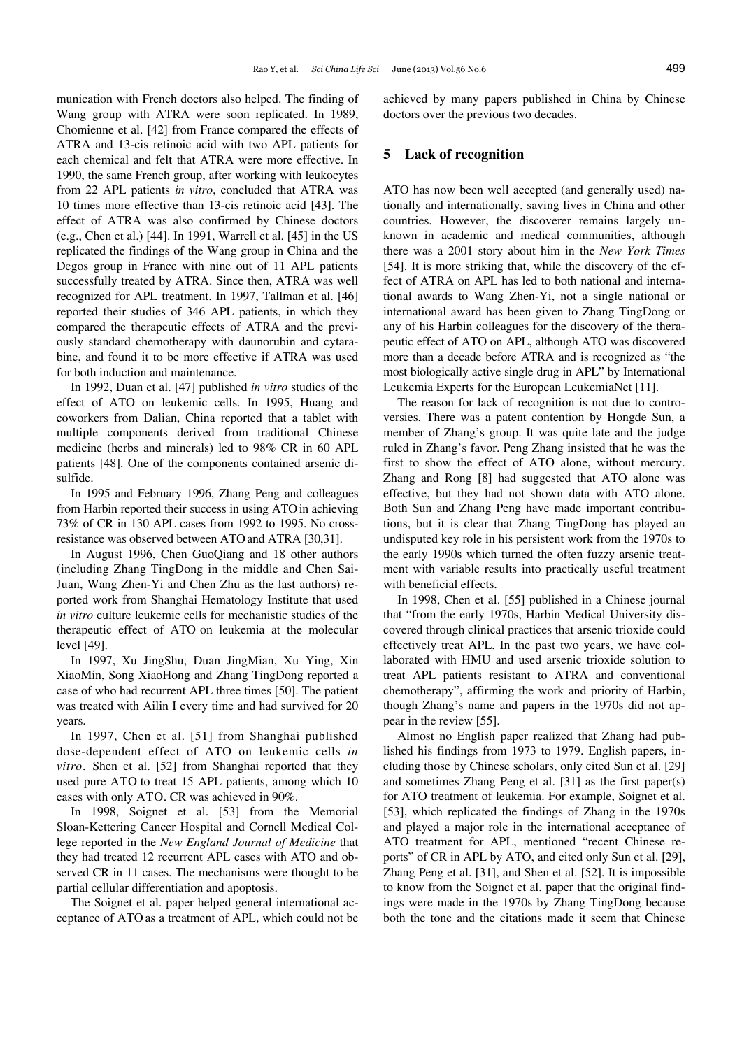munication with French doctors also helped. The finding of Wang group with ATRA were soon replicated. In 1989, Chomienne et al. [42] from France compared the effects of ATRA and 13-cis retinoic acid with two APL patients for each chemical and felt that ATRA were more effective. In 1990, the same French group, after working with leukocytes from 22 APL patients *in vitro*, concluded that ATRA was 10 times more effective than 13-cis retinoic acid [43]. The effect of ATRA was also confirmed by Chinese doctors (e.g., Chen et al.) [44]. In 1991, Warrell et al. [45] in the US replicated the findings of the Wang group in China and the Degos group in France with nine out of 11 APL patients successfully treated by ATRA. Since then, ATRA was well recognized for APL treatment. In 1997, Tallman et al. [46] reported their studies of 346 APL patients, in which they compared the therapeutic effects of ATRA and the previously standard chemotherapy with daunorubin and cytarabine, and found it to be more effective if ATRA was used for both induction and maintenance.

In 1992, Duan et al. [47] published *in vitro* studies of the effect of ATO on leukemic cells. In 1995, Huang and coworkers from Dalian, China reported that a tablet with multiple components derived from traditional Chinese medicine (herbs and minerals) led to 98% CR in 60 APL patients [48]. One of the components contained arsenic disulfide.

In 1995 and February 1996, Zhang Peng and colleagues from Harbin reported their success in using ATO in achieving 73% of CR in 130 APL cases from 1992 to 1995. No cross-resistance was observed between ATO and ATRA [30,31].

In August 1996, Chen GuoQiang and 18 other authors (including Zhang TingDong in the middle and Chen Sai-Juan, Wang Zhen-Yi and Chen Zhu as the last authors) reported work from Shanghai Hematology Institute that used *in vitro* culture leukemic cells for mechanistic studies of the therapeutic effect of ATO on leukemia at the molecular level [49].

In 1997, Xu JingShu, Duan JingMian, Xu Ying, Xin XiaoMin, Song XiaoHong and Zhang TingDong reported a case of who had recurrent APL three times [50]. The patient was treated with Ailin I every time and had survived for 20 years.

In 1997, Chen et al. [51] from Shanghai published dose-dependent effect of ATO on leukemic cells *in vitro*. Shen et al. [52] from Shanghai reported that they used pure ATO to treat 15 APL patients, among which 10 cases with only ATO. CR was achieved in 90%.

In 1998, Soignet et al. [53] from the Memorial Sloan-Kettering Cancer Hospital and Cornell Medical College reported in the *New England Journal of Medicine* that they had treated 12 recurrent APL cases with ATO and observed CR in 11 cases. The mechanisms were thought to be partial cellular differentiation and apoptosis.

The Soignet et al. paper helped general international acceptance of ATO as a treatment of APL, which could not be achieved by many papers published in China by Chinese doctors over the previous two decades.

## 5 Lack of recognition

ATO has now been well accepted (and generally used) nationally and internationally, saving lives in China and other countries. However, the discoverer remains largely unknown in academic and medical communities, although there was a 2001 story about him in the *New York Times* [54]. It is more striking that, while the discovery of the effect of ATRA on APL has led to both national and international awards to Wang Zhen-Yi, not a single national or international award has been given to Zhang TingDong or any of his Harbin colleagues for the discovery of the therapeutic effect of ATO on APL, although ATO was discovered more than a decade before ATRA and is recognized as "the most biologically active single drug in APL" by International Leukemia Experts for the European LeukemiaNet [11].

The reason for lack of recognition is not due to controversies. There was a patent contention by Hongde Sun, a member of Zhang's group. It was quite late and the judge ruled in Zhang's favor. Peng Zhang insisted that he was the first to show the effect of ATO alone, without mercury. Zhang and Rong [8] had suggested that ATO alone was effective, but they had not shown data with ATO alone. Both Sun and Zhang Peng have made important contributions, but it is clear that Zhang TingDong has played an undisputed key role in his persistent work from the 1970s to the early 1990s which turned the often fuzzy arsenic treatment with variable results into practically useful treatment with beneficial effects.

In 1998, Chen et al. [55] published in a Chinese journal that "from the early 1970s, Harbin Medical University discovered through clinical practices that arsenic trioxide could effectively treat APL. In the past two years, we have collaborated with HMU and used arsenic trioxide solution to treat APL patients resistant to ATRA and conventional chemotherapy", affirming the work and priority of Harbin, though Zhang's name and papers in the 1970s did not appear in the review [55].

Almost no English paper realized that Zhang had published his findings from 1973 to 1979. English papers, including those by Chinese scholars, only cited Sun et al. [29] and sometimes Zhang Peng et al. [31] as the first paper(s) for ATO treatment of leukemia. For example, Soignet et al. [53], which replicated the findings of Zhang in the 1970s and played a major role in the international acceptance of ATO treatment for APL, mentioned "recent Chinese reports" of CR in APL by ATO, and cited only Sun et al. [29], Zhang Peng et al. [31], and Shen et al. [52]. It is impossible to know from the Soignet et al. paper that the original findings were made in the 1970s by Zhang TingDong because both the tone and the citations made it seem that Chinese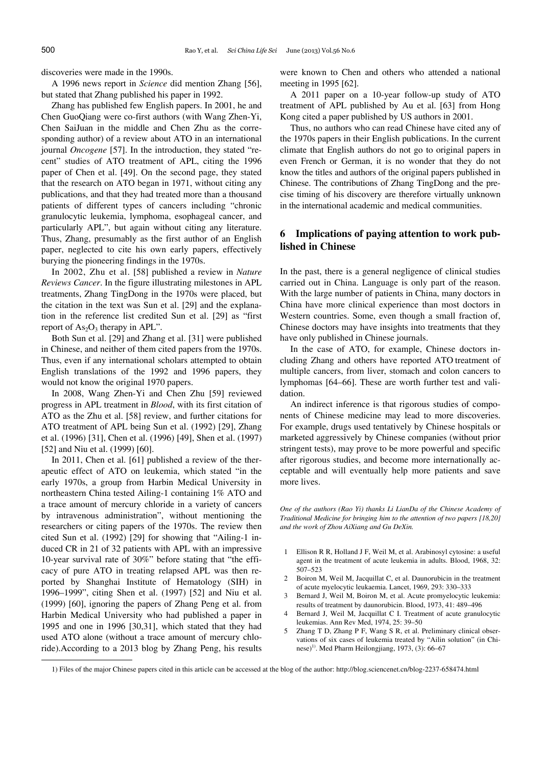discoveries were made in the 1990s.

A 1996 news report in *Science* did mention Zhang [56], but stated that Zhang published his paper in 1992.

Zhang has published few English papers. In 2001, he and Chen GuoQiang were co-first authors (with Wang Zhen-Yi, Chen SaiJuan in the middle and Chen Zhu as the corresponding author) of a review about ATO in an international journal *Oncogene* [57]. In the introduction, they stated "recent" studies of ATO treatment of APL, citing the 1996 paper of Chen et al. [49]. On the second page, they stated that the research on ATO began in 1971, without citing any publications, and that they had treated more than a thousand patients of different types of cancers including "chronic granulocytic leukemia, lymphoma, esophageal cancer, and particularly APL", but again without citing any literature. Thus, Zhang, presumably as the first author of an English paper, neglected to cite his own early papers, effectively burying the pioneering findings in the 1970s.

In 2002, Zhu et al. [58] published a review in *Nature Reviews Cancer*. In the figure illustrating milestones in APL treatments, Zhang TingDong in the 1970s were placed, but the citation in the text was Sun et al. [29] and the explanation in the reference list credited Sun et al. [29] as "first report of $As_2O_3$ therapy in APL".

Both Sun et al. [29] and Zhang et al. [31] were published in Chinese, and neither of them cited papers from the 1970s. Thus, even if any international scholars attempted to obtain English translations of the 1992 and 1996 papers, they would not know the original 1970 papers.

In 2008, Wang Zhen-Yi and Chen Zhu [59] reviewed progress in APL treatment in *Blood*, with its first citation of ATO as the Zhu et al. [58] review, and further citations for ATO treatment of APL being Sun et al. (1992) [29], Zhang et al. (1996) [31], Chen et al. (1996) [49], Shen et al. (1997) [52] and Niu et al. (1999) [60].

In 2011, Chen et al. [61] published a review of the therapeutic effect of ATO on leukemia, which stated "in the early 1970s, a group from Harbin Medical University in northeastern China tested Ailing-1 containing 1% ATO and a trace amount of mercury chloride in a variety of cancers by intravenous administration", without mentioning the researchers or citing papers of the 1970s. The review then cited Sun et al. (1992) [29] for showing that "Ailing-1 induced CR in 21 of 32 patients with APL with an impressive 10-year survival rate of 30%" before stating that "the efficacy of pure ATO in treating relapsed APL was then reported by Shanghai Institute of Hematology (SIH) in 1996–1999", citing Shen et al. (1997) [52] and Niu et al. (1999) [60], ignoring the papers of Zhang Peng et al. from Harbin Medical University who had published a paper in 1995 and one in 1996 [30,31], which stated that they had used ATO alone (without a trace amount of mercury chloride).According to a 2013 blog by Zhang Peng, his results were known to Chen and others who attended a national meeting in 1995 [62].

A 2011 paper on a 10-year follow-up study of ATO treatment of APL published by Au et al. [63] from Hong Kong cited a paper published by US authors in 2001.

Thus, no authors who can read Chinese have cited any of the 1970s papers in their English publications. In the current climate that English authors do not go to original papers in even French or German, it is no wonder that they do not know the titles and authors of the original papers published in Chinese. The contributions of Zhang TingDong and the precise timing of his discovery are therefore virtually unknown in the international academic and medical communities.

## 6 Implications of paying attention to work published in Chinese

In the past, there is a general negligence of clinical studies carried out in China. Language is only part of the reason. With the large number of patients in China, many doctors in China have more clinical experience than most doctors in Western countries. Some, even though a small fraction of, Chinese doctors may have insights into treatments that they have only published in Chinese journals.

In the case of ATO, for example, Chinese doctors including Zhang and others have reported ATO treatment of multiple cancers, from liver, stomach and colon cancers to lymphomas [64–66]. These are worth further test and validation.

An indirect inference is that rigorous studies of components of Chinese medicine may lead to more discoveries. For example, drugs used tentatively by Chinese hospitals or marketed aggressively by Chinese companies (without prior stringent tests), may prove to be more powerful and specific after rigorous studies, and become more internationally acceptable and will eventually help more patients and save more lives.

*One of the authors (Rao Yi) thanks Li LianDa of the Chinese Academy of Traditional Medicine for bringing him to the attention of two papers [18,20] and the work of Zhou AiXiang and Gu DeXin.*

1 Ellison R R, Holland J F, Weil M, et al. Arabinosyl cytosine: a useful agent in the treatment of acute leukemia in adults. Blood, 1968, 32: 507–523
2 Boiron M, Weil M, Jacquillat C, et al. Daunorubicin in the treatment of acute myelocytic leukaemia. Lancet, 1969, 293: 330–333
3 Bernard J, Weil M, Boiron M, et al. Acute promyelocytic leukemia: results of treatment by daunorubicin. Blood, 1973, 41: 489–496
4 Bernard J, Weil M, Jacquillat C I. Treatment of acute granulocytic leukemias. Ann Rev Med, 1974, 25: 39–50
5 Zhang T D, Zhang P F, Wang S R, et al. Preliminary clinical observations of six cases of leukemia treated by "Ailin solution" (in Chinese)[1]. Med Pharm Heilongjiang, 1973, (3): 66–67

1) Files of the major Chinese papers cited in this article can be accessed at the blog of the author: http://blog.sciencenet.cn/blog-2237-658474.html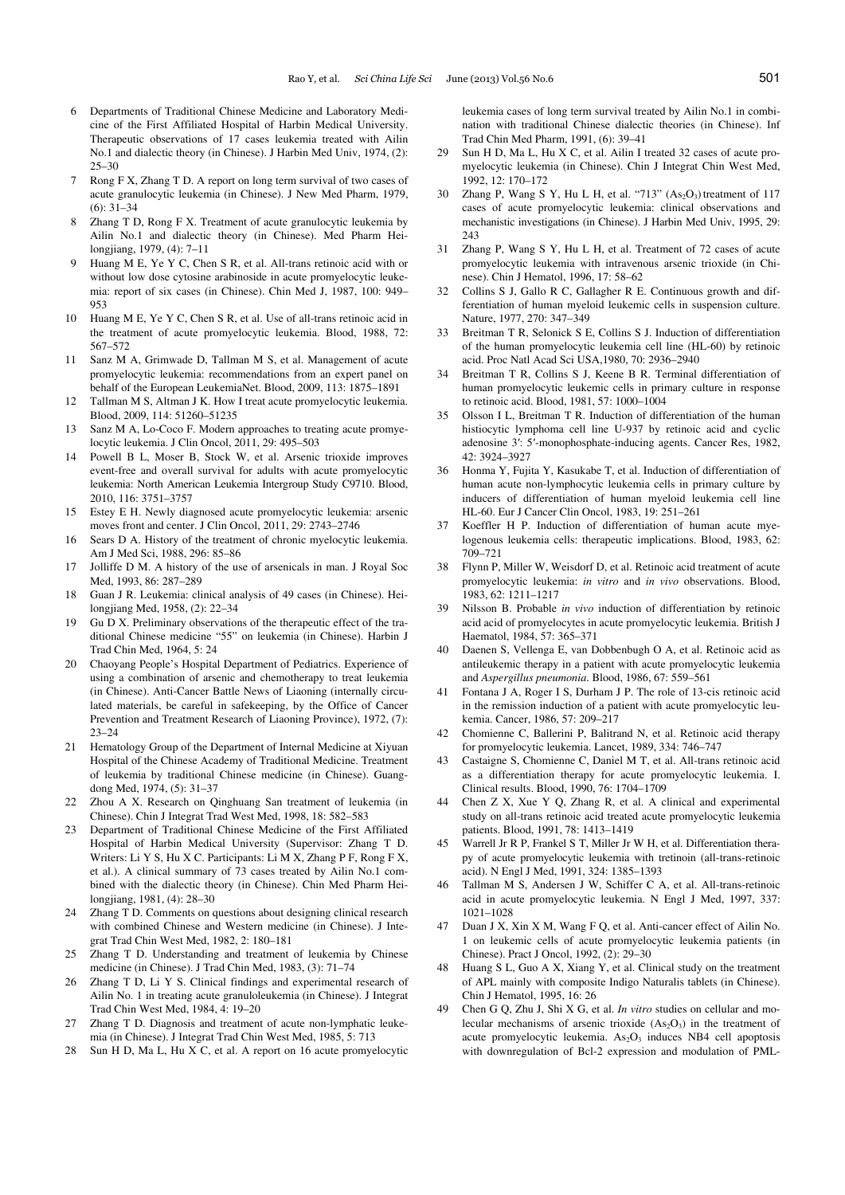6 Departments of Traditional Chinese Medicine and Laboratory Medicine of the First Affiliated Hospital of Harbin Medical University. Therapeutic observations of 17 cases leukemia treated with Ailin No.1 and dialectic theory (in Chinese). J Harbin Med Univ, 1974, (2): 25–30

7 Rong F X, Zhang T D. A report on long term survival of two cases of acute granulocytic leukemia (in Chinese). J New Med Pharm, 1979, (6): 31–34

8 Zhang T D, Rong F X. Treatment of acute granulocytic leukemia by Ailin No.1 and dialectic theory (in Chinese). Med Pharm Heilongjiang, 1979, (4): 7–11

9 Huang M E, Ye Y C, Chen S R, et al. All-trans retinoic acid with or without low dose cytosine arabinoside in acute promyelocytic leukemia: report of six cases (in Chinese). Chin Med J, 1987, 100: 949–953

10 Huang M E, Ye Y C, Chen S R, et al. Use of all-trans retinoic acid in the treatment of acute promyelocytic leukemia. Blood, 1988, 72: 567–572

11 Sanz M A, Grimwade D, Tallman M S, et al. Management of acute promyelocytic leukemia: recommendations from an expert panel on behalf of the European LeukemiaNet. Blood, 2009, 113: 1875–1891

12 Tallman M S, Altman J K. How I treat acute promyelocytic leukemia. Blood, 2009, 114: 51260–51235

13 Sanz M A, Lo-Coco F. Modern approaches to treating acute promyelocytic leukemia. J Clin Oncol, 2011, 29: 495–503

14 Powell B L, Moser B, Stock W, et al. Arsenic trioxide improves event-free and overall survival for adults with acute promyelocytic leukemia: North American Leukemia Intergroup Study C9710. Blood, 2010, 116: 3751–3757

15 Estey E H. Newly diagnosed acute promyelocytic leukemia: arsenic moves front and center. J Clin Oncol, 2011, 29: 2743–2746

16 Sears D A. History of the treatment of chronic myelocytic leukemia. Am J Med Sci, 1988, 296: 85–86

17 Jolliffe D M. A history of the use of arsenicals in man. J Royal Soc Med, 1993, 86: 287–289

18 Guan J R. Leukemia: clinical analysis of 49 cases (in Chinese). Heilongjiang Med, 1958, (2): 22–34

19 Gu D X. Preliminary observations of the therapeutic effect of the traditional Chinese medicine "55" on leukemia (in Chinese). Harbin J Trad Chin Med, 1964, 5: 24

20 Chaoyang People's Hospital Department of Pediatrics. Experience of using a combination of arsenic and chemotherapy to treat leukemia (in Chinese). Anti-Cancer Battle News of Liaoning (internally circulated materials, be careful in safekeeping, by the Office of Cancer Prevention and Treatment Research of Liaoning Province), 1972, (7): 23–24

21 Hematology Group of the Department of Internal Medicine at Xiyuan Hospital of the Chinese Academy of Traditional Medicine. Treatment of leukemia by traditional Chinese medicine (in Chinese). Guangdong Med, 1974, (5): 31–37

22 Zhou A X. Research on Qinghuang San treatment of leukemia (in Chinese). Chin J Integrat Trad West Med, 1998, 18: 582–583

23 Department of Traditional Chinese Medicine of the First Affiliated Hospital of Harbin Medical University (Supervisor: Zhang T D. Writers: Li Y S, Hu X C. Participants: Li M X, Zhang P F, Rong F X, et al.). A clinical summary of 73 cases treated by Ailin No.1 combined with the dialectic theory (in Chinese). Chin Med Pharm Heilongjiang, 1981, (4): 28–30

24 Zhang T D. Comments on questions about designing clinical research with combined Chinese and Western medicine (in Chinese). J Integrat Trad Chin West Med, 1982, 2: 180–181

25 Zhang T D. Understanding and treatment of leukemia by Chinese medicine (in Chinese). J Trad Chin Med, 1983, (3): 71–74

26 Zhang T D, Li Y S. Clinical findings and experimental research of Ailin No. 1 in treating acute granuloleukemia (in Chinese). J Integrat Trad Chin West Med, 1984, 4: 19–20

27 Zhang T D. Diagnosis and treatment of acute non-lymphatic leukemia (in Chinese). J Integrat Trad Chin West Med, 1985, 5: 713

28 Sun H D, Ma L, Hu X C, et al. A report on 16 acute promyelocytic leukemia cases of long term survival treated by Ailin No.1 in combination with traditional Chinese dialectic theories (in Chinese). Inf Trad Chin Med Pharm, 1991, (6): 39–41

29 Sun H D, Ma L, Hu X C, et al. Ailin I treated 32 cases of acute promyelocytic leukemia (in Chinese). Chin J Integrat Chin West Med, 1992, 12: 170–172

30 Zhang P, Wang S Y, Hu L H, et al. "713" ($As_2O_3$) treatment of 117 cases of acute promyelocytic leukemia: clinical observations and mechanistic investigations (in Chinese). J Harbin Med Univ, 1995, 29: 243

31 Zhang P, Wang S Y, Hu L H, et al. Treatment of 72 cases of acute promyelocytic leukemia with intravenous arsenic trioxide (in Chinese). Chin J Hematol, 1996, 17: 58–62

32 Collins S J, Gallo R C, Gallagher R E. Continuous growth and differentiation of human myeloid leukemic cells in suspension culture. Nature, 1977, 270: 347–349

33 Breitman T R, Selonick S E, Collins S J. Induction of differentiation of the human promyelocytic leukemia cell line (HL-60) by retinoic acid. Proc Natl Acad Sci USA,1980, 70: 2936–2940

34 Breitman T R, Collins S J, Keene B R. Terminal differentiation of human promyelocytic leukemic cells in primary culture in response to retinoic acid. Blood, 1981, 57: 1000–1004

35 Olsson I L, Breitman T R. Induction of differentiation of the human histiocytic lymphoma cell line U-937 by retinoic acid and cyclic adenosine 3′: 5′-monophosphate-inducing agents. Cancer Res, 1982, 42: 3924–3927

36 Honma Y, Fujita Y, Kasukabe T, et al. Induction of differentiation of human acute non-lymphocytic leukemia cells in primary culture by inducers of differentiation of human myeloid leukemia cell line HL-60. Eur J Cancer Clin Oncol, 1983, 19: 251–261

37 Koeffler H P. Induction of differentiation of human acute myelogenous leukemia cells: therapeutic implications. Blood, 1983, 62: 709–721

38 Flynn P, Miller W, Weisdorf D, et al. Retinoic acid treatment of acute promyelocytic leukemia: *in vitro* and *in vivo* observations. Blood, 1983, 62: 1211–1217

39 Nilsson B. Probable *in vivo* induction of differentiation by retinoic acid acid of promyelocytes in acute promyelocytic leukemia. British J Haematol, 1984, 57: 365–371

40 Daenen S, Vellenga E, van Dobbenbugh O A, et al. Retinoic acid as antileukemic therapy in a patient with acute promyelocytic leukemia and *Aspergillus pneumonia*. Blood, 1986, 67: 559–561

41 Fontana J A, Roger I S, Durham J P. The role of 13-cis retinoic acid in the remission induction of a patient with acute promyelocytic leukemia. Cancer, 1986, 57: 209–217

42 Chomienne C, Ballerini P, Balitrand N, et al. Retinoic acid therapy for promyelocytic leukemia. Lancet, 1989, 334: 746–747

43 Castaigne S, Chomienne C, Daniel M T, et al. All-trans retinoic acid as a differentiation therapy for acute promyelocytic leukemia. I. Clinical results. Blood, 1990, 76: 1704–1709

44 Chen Z X, Xue Y Q, Zhang R, et al. A clinical and experimental study on all-trans retinoic acid treated acute promyelocytic leukemia patients. Blood, 1991, 78: 1413–1419

45 Warrell Jr R P, Frankel S T, Miller Jr W H, et al. Differentiation therapy of acute promyelocytic leukemia with tretinoin (all-trans-retinoic acid). N Engl J Med, 1991, 324: 1385–1393

46 Tallman M S, Andersen J W, Schiffer C A, et al. All-trans-retinoic acid in acute promyelocytic leukemia. N Engl J Med, 1997, 337: 1021–1028

47 Duan J X, Xin X M, Wang F Q, et al. Anti-cancer effect of Ailin No. 1 on leukemic cells of acute promyelocytic leukemia patients (in Chinese). Pract J Oncol, 1992, (2): 29–30

48 Huang S L, Guo A X, Xiang Y, et al. Clinical study on the treatment of APL mainly with composite Indigo Naturalis tablets (in Chinese). Chin J Hematol, 1995, 16: 26

49 Chen G Q, Zhu J, Shi X G, et al. *In vitro* studies on cellular and molecular mechanisms of arsenic trioxide ($As_2O_3$) in the treatment of acute promyelocytic leukemia. $As_2O_3$ induces NB4 cell apoptosis with downregulation of Bcl-2 expression and modulation of PML-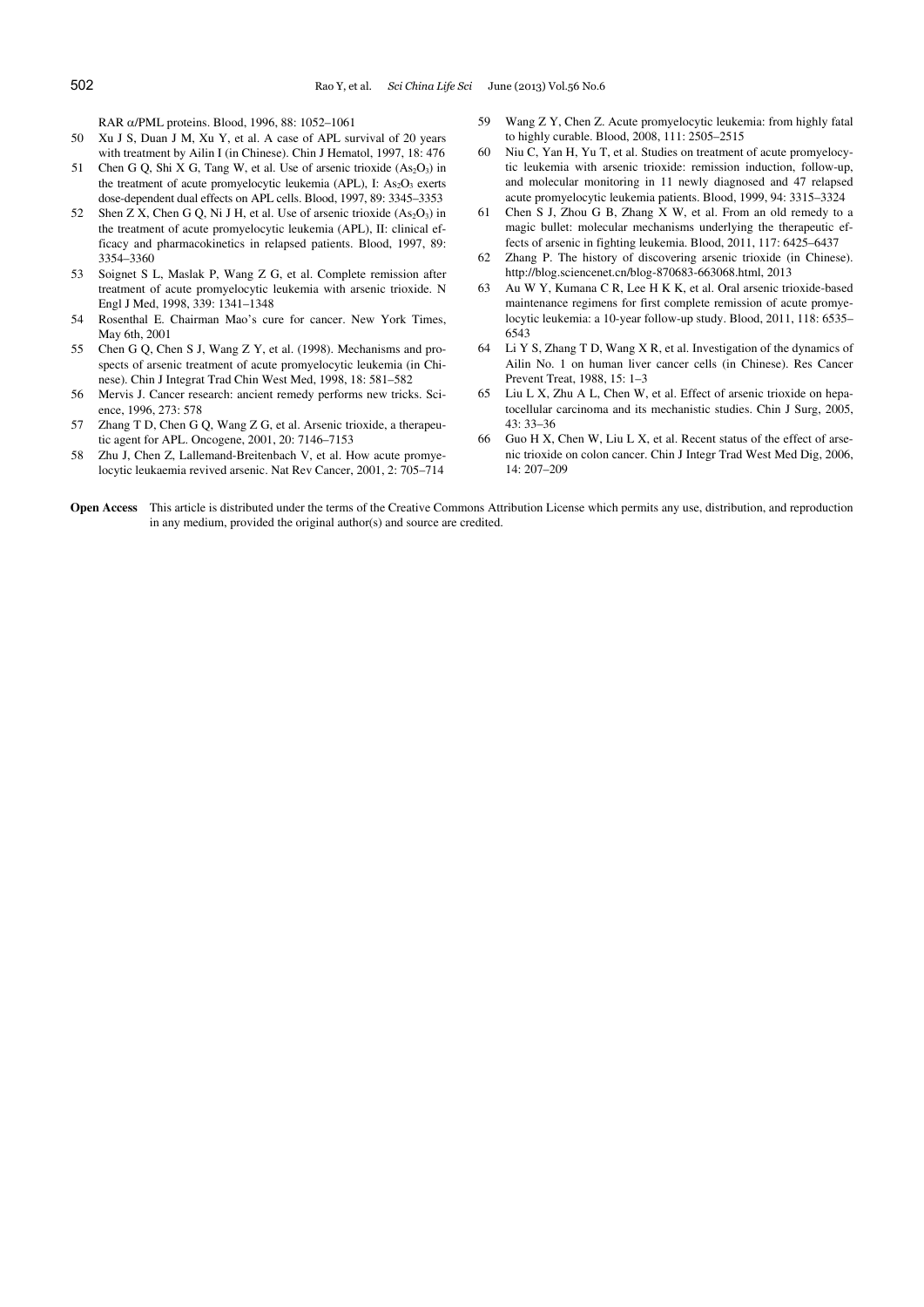RAR α/PML proteins. Blood, 1996, 88: 1052–1061

50 Xu J S, Duan J M, Xu Y, et al. A case of APL survival of 20 years with treatment by Ailin I (in Chinese). Chin J Hematol, 1997, 18: 476
51 Chen G Q, Shi X G, Tang W, et al. Use of arsenic trioxide ($As_2O_3$) in the treatment of acute promyelocytic leukemia (APL), I: $As_2O_3$ exerts dose-dependent dual effects on APL cells. Blood, 1997, 89: 3345–3353
52 Shen Z X, Chen G Q, Ni J H, et al. Use of arsenic trioxide ($As_2O_3$) in the treatment of acute promyelocytic leukemia (APL), II: clinical efficacy and pharmacokinetics in relapsed patients. Blood, 1997, 89: 3354–3360
53 Soignet S L, Maslak P, Wang Z G, et al. Complete remission after treatment of acute promyelocytic leukemia with arsenic trioxide. N Engl J Med, 1998, 339: 1341–1348
54 Rosenthal E. Chairman Mao's cure for cancer. New York Times, May 6th, 2001
55 Chen G Q, Chen S J, Wang Z Y, et al. (1998). Mechanisms and prospects of arsenic treatment of acute promyelocytic leukemia (in Chinese). Chin J Integrat Trad Chin West Med, 1998, 18: 581–582
56 Mervis J. Cancer research: ancient remedy performs new tricks. Science, 1996, 273: 578
57 Zhang T D, Chen G Q, Wang Z G, et al. Arsenic trioxide, a therapeutic agent for APL. Oncogene, 2001, 20: 7146–7153
58 Zhu J, Chen Z, Lallemand-Breitenbach V, et al. How acute promyelocytic leukaemia revived arsenic. Nat Rev Cancer, 2001, 2: 705–714
59 Wang Z Y, Chen Z. Acute promyelocytic leukemia: from highly fatal to highly curable. Blood, 2008, 111: 2505–2515
60 Niu C, Yan H, Yu T, et al. Studies on treatment of acute promyelocytic leukemia with arsenic trioxide: remission induction, follow-up, and molecular monitoring in 11 newly diagnosed and 47 relapsed acute promyelocytic leukemia patients. Blood, 1999, 94: 3315–3324
61 Chen S J, Zhou G B, Zhang X W, et al. From an old remedy to a magic bullet: molecular mechanisms underlying the therapeutic effects of arsenic in fighting leukemia. Blood, 2011, 117: 6425–6437
62 Zhang P. The history of discovering arsenic trioxide (in Chinese). http://blog.sciencenet.cn/blog-870683-663068.html, 2013
63 Au W Y, Kumana C R, Lee H K K, et al. Oral arsenic trioxide-based maintenance regimens for first complete remission of acute promyelocytic leukemia: a 10-year follow-up study. Blood, 2011, 118: 6535–6543
64 Li Y S, Zhang T D, Wang X R, et al. Investigation of the dynamics of Ailin No. 1 on human liver cancer cells (in Chinese). Res Cancer Prevent Treat, 1988, 15: 1–3
65 Liu L X, Zhu A L, Chen W, et al. Effect of arsenic trioxide on hepatocellular carcinoma and its mechanistic studies. Chin J Surg, 2005, 43: 33–36
66 Guo H X, Chen W, Liu L X, et al. Recent status of the effect of arsenic trioxide on colon cancer. Chin J Integr Trad West Med Dig, 2006, 14: 207–209

**Open Access** This article is distributed under the terms of the Creative Commons Attribution License which permits any use, distribution, and reproduction in any medium, provided the original author(s) and source are credited.